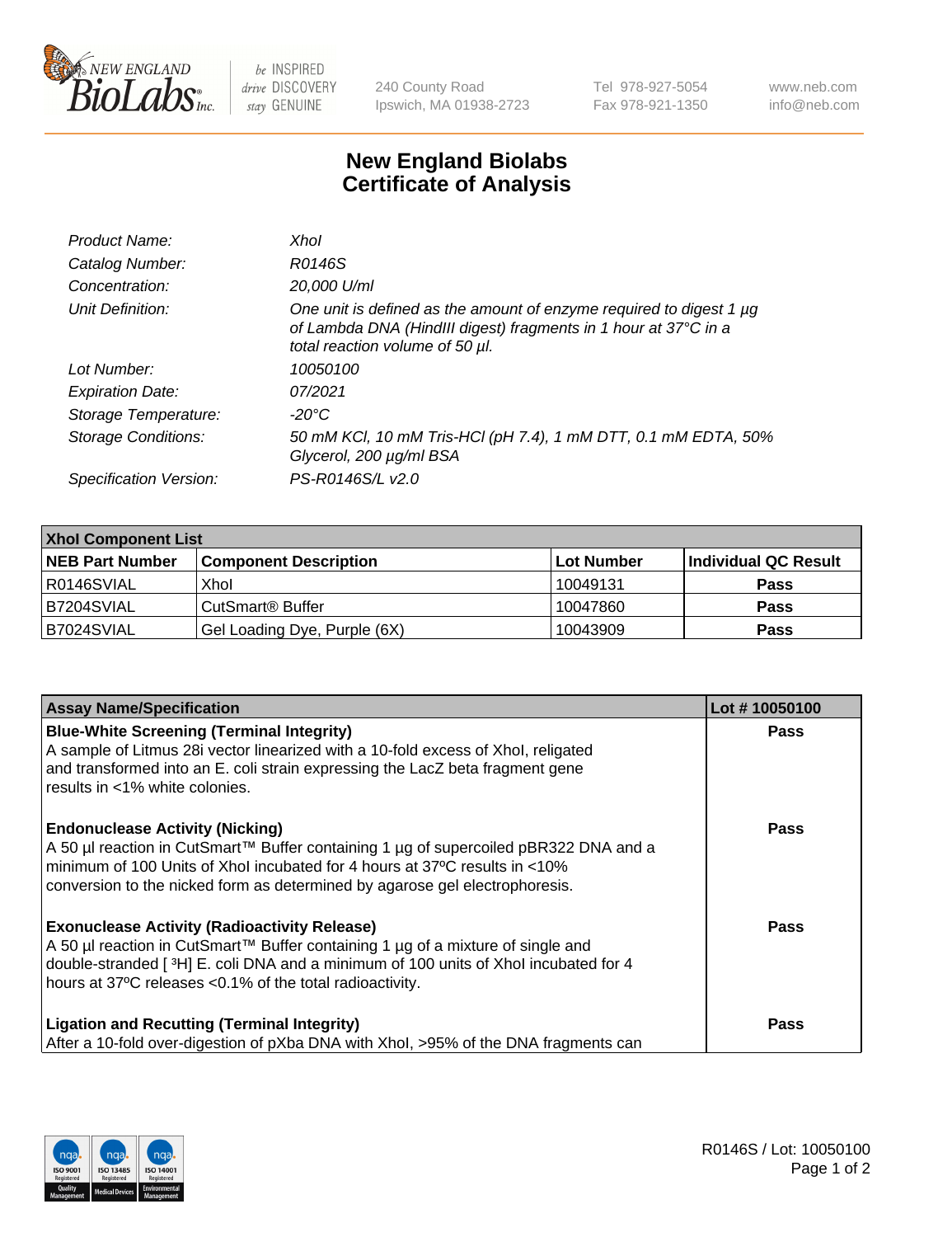# New England Biolabs Certificate of Analysis

| | |
|---|---|
| *Product Name:* | *XhoI* |
| *Catalog Number:* | *R0146S* |
| *Concentration:* | *20,000 U/ml* |
| *Unit Definition:* | *One unit is defined as the amount of enzyme required to digest 1 µg of Lambda DNA (HindIII digest) fragments in 1 hour at 37°C in a total reaction volume of 50 µl.* |
| *Lot Number:* | *10050100* |
| *Expiration Date:* | *07/2021* |
| *Storage Temperature:* | *-20°C* |
| *Storage Conditions:* | *50 mM KCl, 10 mM Tris-HCl (pH 7.4), 1 mM DTT, 0.1 mM EDTA, 50% Glycerol, 200 µg/ml BSA* |
| *Specification Version:* | *PS-R0146S/L v2.0* |

| XhoI Component List | | | |
|---|---|---|---|
| **NEB Part Number** | **Component Description** | **Lot Number** | **Individual QC Result** |
| R0146SVIAL | XhoI | 10049131 | **Pass** |
| B7204SVIAL | CutSmart® Buffer | 10047860 | **Pass** |
| B7024SVIAL | Gel Loading Dye, Purple (6X) | 10043909 | **Pass** |

| Assay Name/Specification | Lot # 10050100 |
|---|---|
| **Blue-White Screening (Terminal Integrity)**<br>A sample of Litmus 28i vector linearized with a 10-fold excess of XhoI, religated and transformed into an E. coli strain expressing the LacZ beta fragment gene results in <1% white colonies. | **Pass** |
| **Endonuclease Activity (Nicking)**<br>A 50 µl reaction in CutSmart™ Buffer containing 1 µg of supercoiled pBR322 DNA and a minimum of 100 Units of XhoI incubated for 4 hours at 37ºC results in <10% conversion to the nicked form as determined by agarose gel electrophoresis. | **Pass** |
| **Exonuclease Activity (Radioactivity Release)**<br>A 50 µl reaction in CutSmart™ Buffer containing 1 µg of a mixture of single and double-stranded [$^{3}$H] E. coli DNA and a minimum of 100 units of XhoI incubated for 4 hours at 37ºC releases <0.1% of the total radioactivity. | **Pass** |
| **Ligation and Recutting (Terminal Integrity)**<br>After a 10-fold over-digestion of pXba DNA with XhoI, >95% of the DNA fragments can | **Pass** |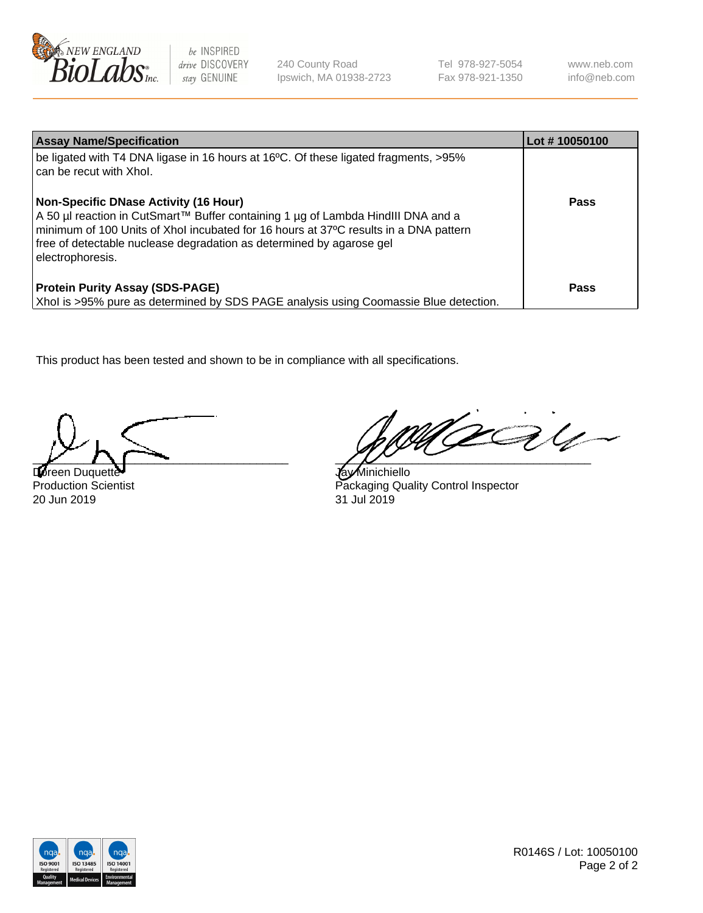| Assay Name/Specification | Lot # 10050100 |
| --- | --- |
| be ligated with T4 DNA ligase in 16 hours at 16ºC. Of these ligated fragments, >95% can be recut with XhoI. | |
| **Non-Specific DNase Activity (16 Hour)** A 50 µl reaction in CutSmart™ Buffer containing 1 µg of Lambda HindIII DNA and a minimum of 100 Units of XhoI incubated for 16 hours at 37ºC results in a DNA pattern free of detectable nuclease degradation as determined by agarose gel electrophoresis. | **Pass** |
| **Protein Purity Assay (SDS-PAGE)** XhoI is >95% pure as determined by SDS PAGE analysis using Coomassie Blue detection. | **Pass** |

This product has been tested and shown to be in compliance with all specifications.

Doreen Duquette
Production Scientist
20 Jun 2019

Jay Minichiello
Packaging Quality Control Inspector
31 Jul 2019

R0146S / Lot: 10050100